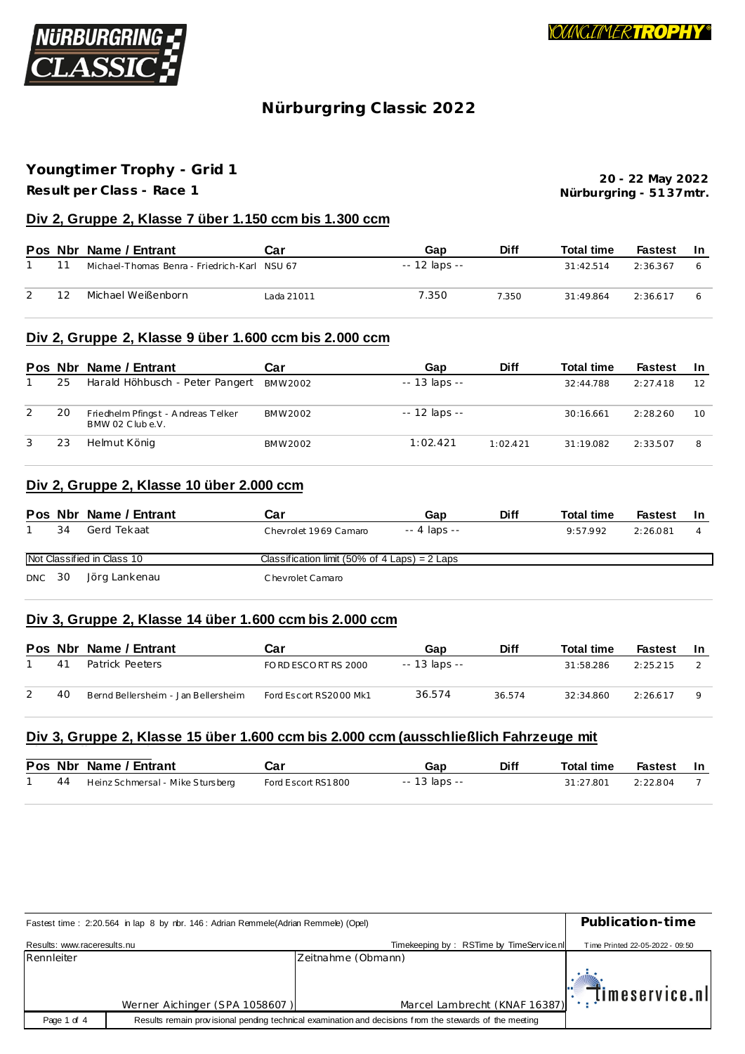# Nürburgring Classic 2022

## Youngtimer Trophy - Grid 1

**Result per Class - Race 1**

**20 - 22 May 2022**
**Nürburgring - 5137mtr.**

### Div 2, Gruppe 2, Klasse 7 über 1.150 ccm bis 1.300 ccm

| Pos | Nbr | Name / Entrant | Car | Gap | Diff | Total time | Fastest | In |
|---|---|---|---|---|---|---|---|---|
| 1 | 11 | Michael-Thomas Benra - Friedrich-Karl | NSU 67 | -- 12 laps -- | | 31:42.514 | 2:36.367 | 6 |
| 2 | 12 | Michael Weißenborn | Lada 21011 | 7.350 | 7.350 | 31:49.864 | 2:36.617 | 6 |

### Div 2, Gruppe 2, Klasse 9 über 1.600 ccm bis 2.000 ccm

| Pos | Nbr | Name / Entrant | Car | Gap | Diff | Total time | Fastest | In |
|---|---|---|---|---|---|---|---|---|
| 1 | 25 | Harald Höhbusch - Peter Pangert | BMW2002 | -- 13 laps -- | | 32:44.788 | 2:27.418 | 12 |
| 2 | 20 | Friedhelm Pfingst - Andreas Telker BMW 02 Club e.V. | BMW2002 | -- 12 laps -- | | 30:16.661 | 2:28.260 | 10 |
| 3 | 23 | Helmut König | BMW2002 | 1:02.421 | 1:02.421 | 31:19.082 | 2:33.507 | 8 |

### Div 2, Gruppe 2, Klasse 10 über 2.000 ccm

| Pos | Nbr | Name / Entrant | Car | Gap | Diff | Total time | Fastest | In |
|---|---|---|---|---|---|---|---|---|
| 1 | 34 | Gerd Tekaat | Chevrolet 1969 Camaro | -- 4 laps -- | | 9:57.992 | 2:26.081 | 4 |
| Not Classified in Class 10 | | | Classification limit (50% of 4 Laps) = 2 Laps | | | | | |
| DNC | 30 | Jörg Lankenau | Chevrolet Camaro | | | | | |

### Div 3, Gruppe 2, Klasse 14 über 1.600 ccm bis 2.000 ccm

| Pos | Nbr | Name / Entrant | Car | Gap | Diff | Total time | Fastest | In |
|---|---|---|---|---|---|---|---|---|
| 1 | 41 | Patrick Peeters | FORD ESCORT RS 2000 | -- 13 laps -- | | 31:58.286 | 2:25.215 | 2 |
| 2 | 40 | Bernd Bellersheim - Jan Bellersheim | Ford Escort RS2000 Mk1 | 36.574 | 36.574 | 32:34.860 | 2:26.617 | 9 |

### Div 3, Gruppe 2, Klasse 15 über 1.600 ccm bis 2.000 ccm (ausschließlich Fahrzeuge mit

| Pos | Nbr | Name / Entrant | Car | Gap | Diff | Total time | Fastest | In |
|---|---|---|---|---|---|---|---|---|
| 1 | 44 | Heinz Schmersal - Mike Stursberg | Ford Escort RS1800 | -- 13 laps -- | | 31:27.801 | 2:22.804 | 7 |

Fastest time : 2:20.564 in lap 8 by nbr. 146 : Adrian Remmele(Adrian Remmele) (Opel)

**Publication-time**

Results: www.raceresults.nu — Timekeeping by : RSTime by TimeService.nl — Time Printed 22-05-2022 - 09:50

| Rennleiter | Zeitnahme (Obmann) |
|---|---|
| Werner Aichinger (SPA 1058607 ) | Marcel Lambrecht (KNAF 16387) |

Results remain provisional pending technical examination and decisions from the stewards of the meeting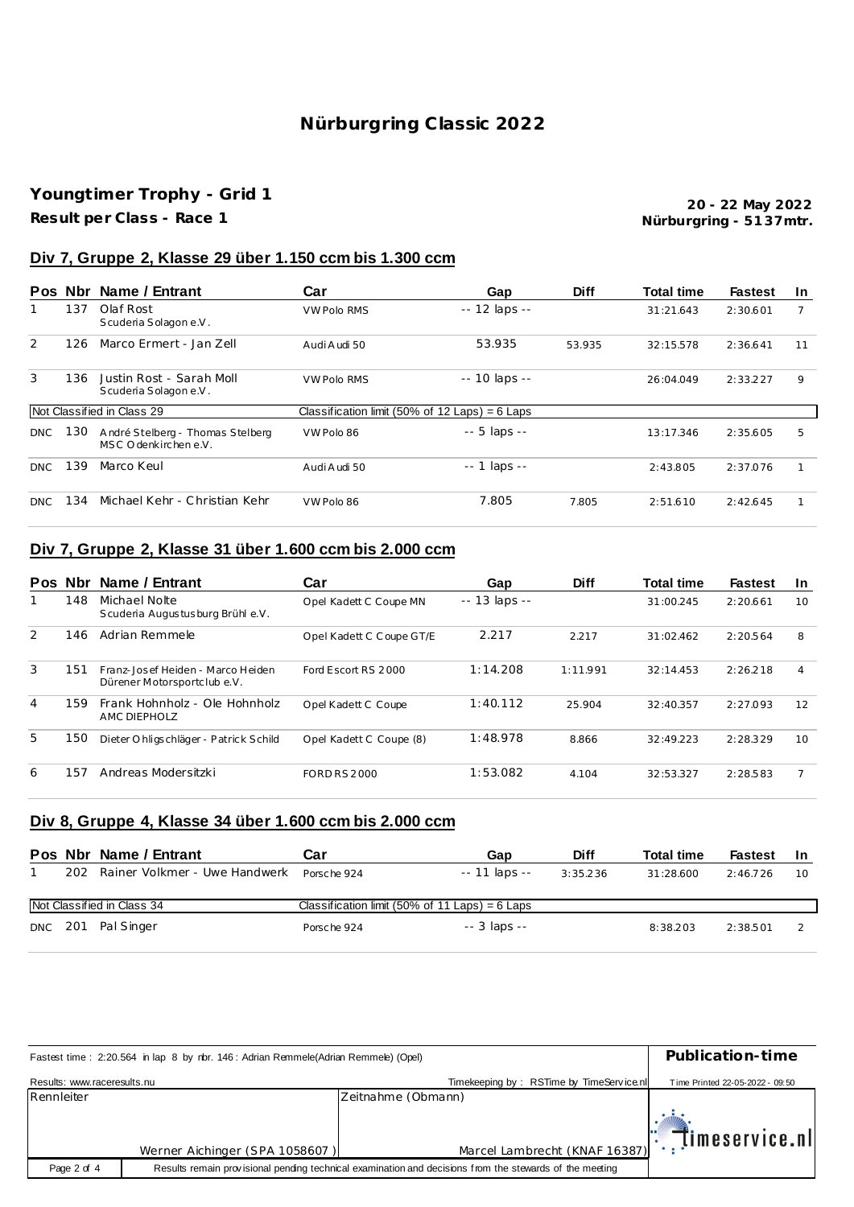# Nürburgring Classic 2022

## Youngtimer Trophy - Grid 1

**Result per Class - Race 1**

**20 - 22 May 2022**
**Nürburgring - 5137mtr.**

### Div 7, Gruppe 2, Klasse 29 über 1.150 ccm bis 1.300 ccm

| Pos | Nbr | Name / Entrant | Car | Gap | Diff | Total time | Fastest | In |
|---|---|---|---|---|---|---|---|---|
| 1 | 137 | Olaf Rost<br>Scuderia Solagon e.V. | VW Polo RMS | -- 12 laps -- | | 31:21.643 | 2:30.601 | 7 |
| 2 | 126 | Marco Ermert - Jan Zell | Audi Audi 50 | 53.935 | 53.935 | 32:15.578 | 2:36.641 | 11 |
| 3 | 136 | Justin Rost - Sarah Moll<br>Scuderia Solagon e.V. | VW Polo RMS | -- 10 laps -- | | 26:04.049 | 2:33.227 | 9 |
| Not Classified in Class 29 | | | Classification limit (50% of 12 Laps) = 6 Laps | | | | | |
| DNC | 130 | André Stelberg - Thomas Stelberg<br>MSC Odenkirchen e.V. | VW Polo 86 | -- 5 laps -- | | 13:17.346 | 2:35.605 | 5 |
| DNC | 139 | Marco Keul | Audi Audi 50 | -- 1 laps -- | | 2:43.805 | 2:37.076 | 1 |
| DNC | 134 | Michael Kehr - Christian Kehr | VW Polo 86 | 7.805 | 7.805 | 2:51.610 | 2:42.645 | 1 |

### Div 7, Gruppe 2, Klasse 31 über 1.600 ccm bis 2.000 ccm

| Pos | Nbr | Name / Entrant | Car | Gap | Diff | Total time | Fastest | In |
|---|---|---|---|---|---|---|---|---|
| 1 | 148 | Michael Nolte<br>Scuderia Augustusburg Brühl e.V. | Opel Kadett C Coupe MN | -- 13 laps -- | | 31:00.245 | 2:20.661 | 10 |
| 2 | 146 | Adrian Remmele | Opel Kadett C Coupe GT/E | 2.217 | 2.217 | 31:02.462 | 2:20.564 | 8 |
| 3 | 151 | Franz-Josef Heiden - Marco Heiden<br>Dürener Motorsportclub e.V. | Ford Escort RS 2000 | 1:14.208 | 1:11.991 | 32:14.453 | 2:26.218 | 4 |
| 4 | 159 | Frank Hohnholz - Ole Hohnholz<br>AMC DIEPHOLZ | Opel Kadett C Coupe | 1:40.112 | 25.904 | 32:40.357 | 2:27.093 | 12 |
| 5 | 150 | Dieter Ohligschläger - Patrick Schild | Opel Kadett C Coupe (8) | 1:48.978 | 8.866 | 32:49.223 | 2:28.329 | 10 |
| 6 | 157 | Andreas Modersitzki | FORD RS 2000 | 1:53.082 | 4.104 | 32:53.327 | 2:28.583 | 7 |

### Div 8, Gruppe 4, Klasse 34 über 1.600 ccm bis 2.000 ccm

| Pos | Nbr | Name / Entrant | Car | Gap | Diff | Total time | Fastest | In |
|---|---|---|---|---|---|---|---|---|
| 1 | 202 | Rainer Volkmer - Uwe Handwerk | Porsche 924 | -- 11 laps -- | 3:35.236 | 31:28.600 | 2:46.726 | 10 |
| Not Classified in Class 34 | | | Classification limit (50% of 11 Laps) = 6 Laps | | | | | |
| DNC | 201 | Pal Singer | Porsche 924 | -- 3 laps -- | | 8:38.203 | 2:38.501 | 2 |

Fastest time : 2:20.564 in lap 8 by nbr. 146 : Adrian Remmele(Adrian Remmele) (Opel)

**Publication-time**

Results: www.raceresults.nu | Timekeeping by : RSTime by TimeService.nl | Time Printed 22-05-2022 - 09:50

| Rennleiter | Zeitnahme (Obmann) |
|---|---|
| Werner Aichinger (SPA 1058607 ) | Marcel Lambrecht (KNAF 16387) |

timeservice.nl

Results remain provisional pending technical examination and decisions from the stewards of the meeting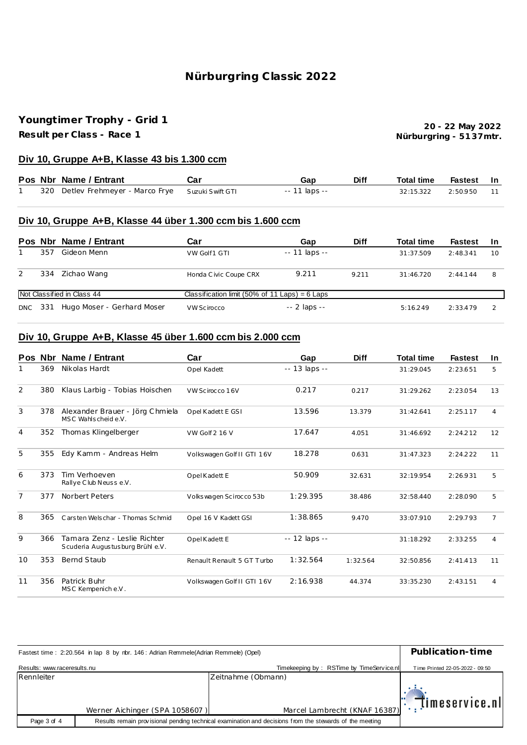# Nürburgring Classic 2022

## Youngtimer Trophy - Grid 1

**Result per Class - Race 1**

**20 - 22 May 2022**
**Nürburgring - 5137mtr.**

### Div 10, Gruppe A+B, Klasse 43 bis 1.300 ccm

| Pos | Nbr | Name / Entrant | Car | Gap | Diff | Total time | Fastest | In |
|---|---|---|---|---|---|---|---|---|
| 1 | 320 | Detlev Frehmeyer - Marco Frye | Suzuki Swift GTI | -- 11 laps -- | | 32:15.322 | 2:50.950 | 11 |

### Div 10, Gruppe A+B, Klasse 44 über 1.300 ccm bis 1.600 ccm

| Pos | Nbr | Name / Entrant | Car | Gap | Diff | Total time | Fastest | In |
|---|---|---|---|---|---|---|---|---|
| 1 | 357 | Gideon Menn | VW Golf1 GTI | -- 11 laps -- | | 31:37.509 | 2:48.341 | 10 |
| 2 | 334 | Zichao Wang | Honda Civic Coupe CRX | 9.211 | 9.211 | 31:46.720 | 2:44.144 | 8 |
| Not Classified in Class 44 | | | Classification limit (50% of 11 Laps) = 6 Laps | | | | | |
| DNC | 331 | Hugo Moser - Gerhard Moser | VW Scirocco | -- 2 laps -- | | 5:16.249 | 2:33.479 | 2 |

### Div 10, Gruppe A+B, Klasse 45 über 1.600 ccm bis 2.000 ccm

| Pos | Nbr | Name / Entrant | Car | Gap | Diff | Total time | Fastest | In |
|---|---|---|---|---|---|---|---|---|
| 1 | 369 | Nikolas Hardt | Opel Kadett | -- 13 laps -- | | 31:29.045 | 2:23.651 | 5 |
| 2 | 380 | Klaus Larbig - Tobias Hoischen | VW Scirocco 16V | 0.217 | 0.217 | 31:29.262 | 2:23.054 | 13 |
| 3 | 378 | Alexander Brauer - Jörg Chmiela<br>MSC Wahlscheid e.V. | Opel Kadett E GSI | 13.596 | 13.379 | 31:42.641 | 2:25.117 | 4 |
| 4 | 352 | Thomas Klingelberger | VW Golf 2 16 V | 17.647 | 4.051 | 31:46.692 | 2:24.212 | 12 |
| 5 | 355 | Edy Kamm - Andreas Helm | Volkswagen Golf II GTI 16V | 18.278 | 0.631 | 31:47.323 | 2:24.222 | 11 |
| 6 | 373 | Tim Verhoeven<br>Rallye Club Neuss e.V. | Opel Kadett E | 50.909 | 32.631 | 32:19.954 | 2:26.931 | 5 |
| 7 | 377 | Norbert Peters | Volkswagen Scirocco 53b | 1:29.395 | 38.486 | 32:58.440 | 2:28.090 | 5 |
| 8 | 365 | Carsten Welschar - Thomas Schmid | Opel 16 V Kadett GSI | 1:38.865 | 9.470 | 33:07.910 | 2:29.793 | 7 |
| 9 | 366 | Tamara Zenz - Leslie Richter<br>Scuderia Augustusburg Brühl e.V. | Opel Kadett E | -- 12 laps -- | | 31:18.292 | 2:33.255 | 4 |
| 10 | 353 | Bernd Staub | Renault Renault 5 GT Turbo | 1:32.564 | 1:32.564 | 32:50.856 | 2:41.413 | 11 |
| 11 | 356 | Patrick Buhr<br>MSC Kempenich e.V. | Volkswagen Golf II GTI 16V | 2:16.938 | 44.374 | 33:35.230 | 2:43.151 | 4 |

Fastest time : 2:20.564 in lap 8 by nbr. 146 : Adrian Remmele(Adrian Remmele) (Opel)

**Publication-time**

Results: www.raceresults.nu | Timekeeping by : RSTime by TimeService.nl | Time Printed 22-05-2022 - 09:50

| Rennleiter | Zeitnahme (Obmann) |
|---|---|
| Werner Aichinger (SPA 1058607 ) | Marcel Lambrecht (KNAF 16387) |

timeservice.nl

Results remain provisional pending technical examination and decisions from the stewards of the meeting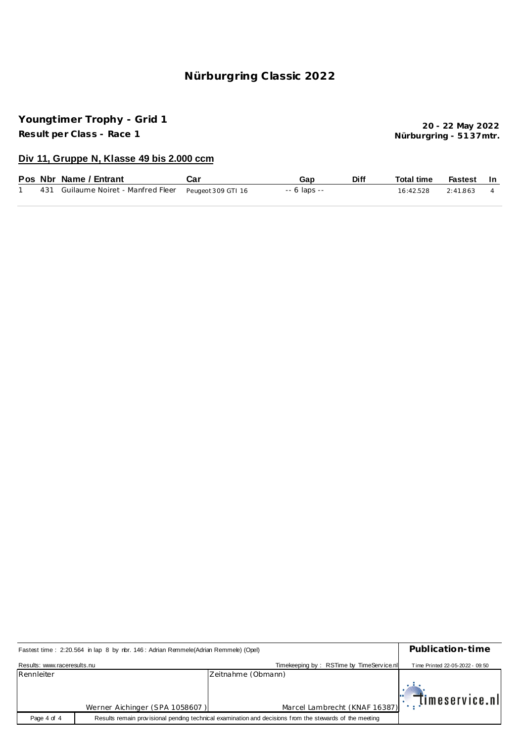# Nürburgring Classic 2022

## Youngtimer Trophy - Grid 1

**Result per Class - Race 1**

**20 - 22 May 2022**
**Nürburgring - 5137mtr.**

### Div 11, Gruppe N, Klasse 49 bis 2.000 ccm

| Pos | Nbr | Name / Entrant | Car | Gap | Diff | Total time | Fastest | In |
|---|---|---|---|---|---|---|---|---|
| 1 | 431 | Guilaume Noiret - Manfred Fleer | Peugeot 309 GTI 16 | -- 6 laps -- | | 16:42.528 | 2:41.863 | 4 |

Fastest time : 2:20.564 in lap 8 by nbr. 146 : Adrian Remmele(Adrian Remmele) (Opel)

**Publication-time**

Results: www.raceresults.nu

Timekeeping by : RSTime by TimeService.nl

Time Printed 22-05-2022 - 09:50

| Rennleiter | Zeitnahme (Obmann) |
|---|---|
| Werner Aichinger (SPA 1058607 ) | Marcel Lambrecht (KNAF 16387) |

timeservice.nl

Results remain provisional pending technical examination and decisions from the stewards of the meeting